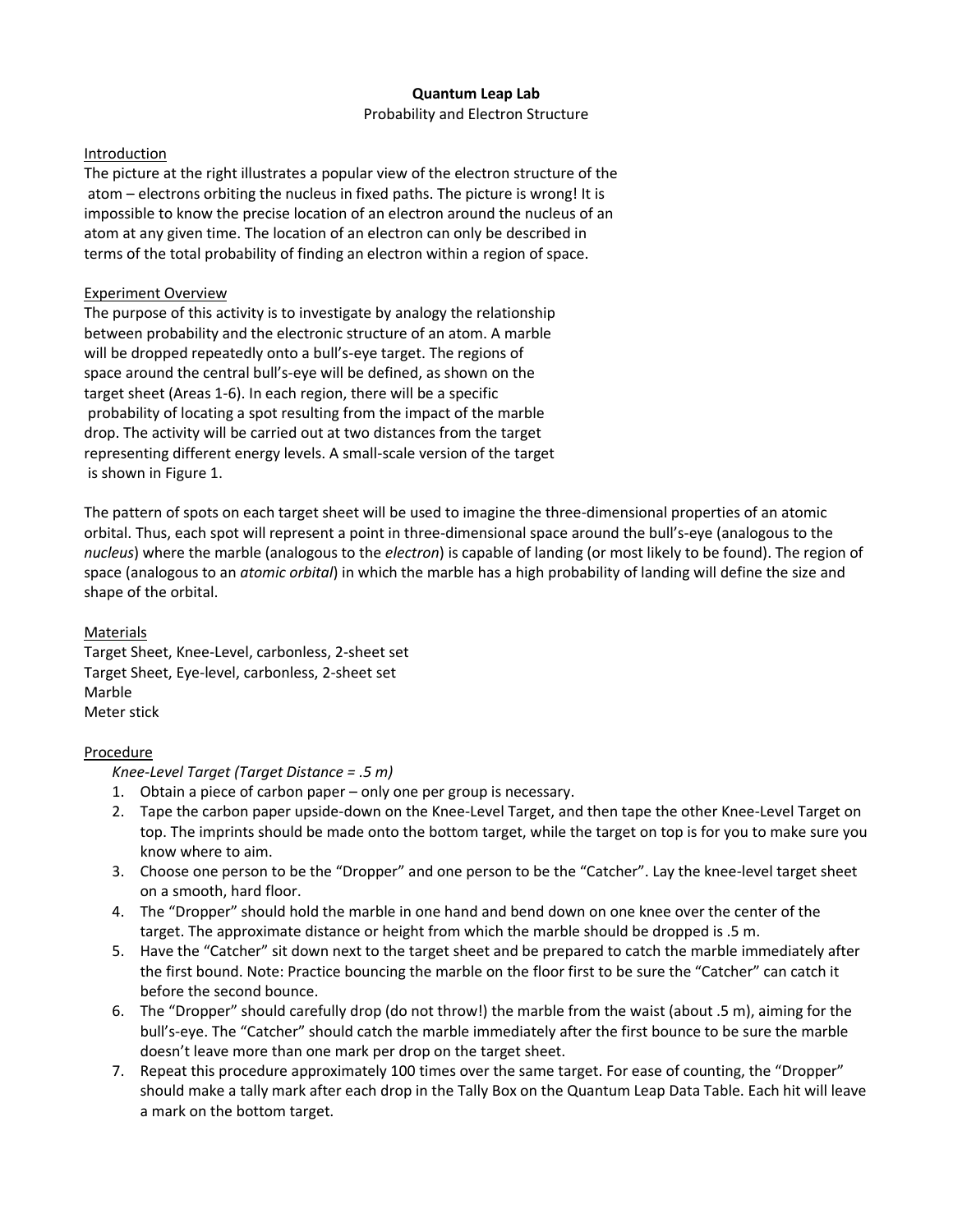**Quantum Leap Lab**

Probability and Electron Structure

## Introduction

The picture at the right illustrates a popular view of the electron structure of the atom – electrons orbiting the nucleus in fixed paths. The picture is wrong! It is impossible to know the precise location of an electron around the nucleus of an atom at any given time. The location of an electron can only be described in terms of the total probability of finding an electron within a region of space.

## Experiment Overview

The purpose of this activity is to investigate by analogy the relationship between probability and the electronic structure of an atom. A marble will be dropped repeatedly onto a bull's-eye target. The regions of space around the central bull's-eye will be defined, as shown on the target sheet (Areas 1-6). In each region, there will be a specific probability of locating a spot resulting from the impact of the marble drop. The activity will be carried out at two distances from the target representing different energy levels. A small-scale version of the target is shown in Figure 1.

The pattern of spots on each target sheet will be used to imagine the three-dimensional properties of an atomic orbital. Thus, each spot will represent a point in three-dimensional space around the bull's-eye (analogous to the *nucleus*) where the marble (analogous to the *electron*) is capable of landing (or most likely to be found). The region of space (analogous to an *atomic orbital*) in which the marble has a high probability of landing will define the size and shape of the orbital.

## Materials

Target Sheet, Knee-Level, carbonless, 2-sheet set
Target Sheet, Eye-level, carbonless, 2-sheet set
Marble
Meter stick

## Procedure

*Knee-Level Target (Target Distance = .5 m)*

1. Obtain a piece of carbon paper – only one per group is necessary.
2. Tape the carbon paper upside-down on the Knee-Level Target, and then tape the other Knee-Level Target on top. The imprints should be made onto the bottom target, while the target on top is for you to make sure you know where to aim.
3. Choose one person to be the "Dropper" and one person to be the "Catcher". Lay the knee-level target sheet on a smooth, hard floor.
4. The "Dropper" should hold the marble in one hand and bend down on one knee over the center of the target. The approximate distance or height from which the marble should be dropped is .5 m.
5. Have the "Catcher" sit down next to the target sheet and be prepared to catch the marble immediately after the first bound. Note: Practice bouncing the marble on the floor first to be sure the "Catcher" can catch it before the second bounce.
6. The "Dropper" should carefully drop (do not throw!) the marble from the waist (about .5 m), aiming for the bull's-eye. The "Catcher" should catch the marble immediately after the first bounce to be sure the marble doesn't leave more than one mark per drop on the target sheet.
7. Repeat this procedure approximately 100 times over the same target. For ease of counting, the "Dropper" should make a tally mark after each drop in the Tally Box on the Quantum Leap Data Table. Each hit will leave a mark on the bottom target.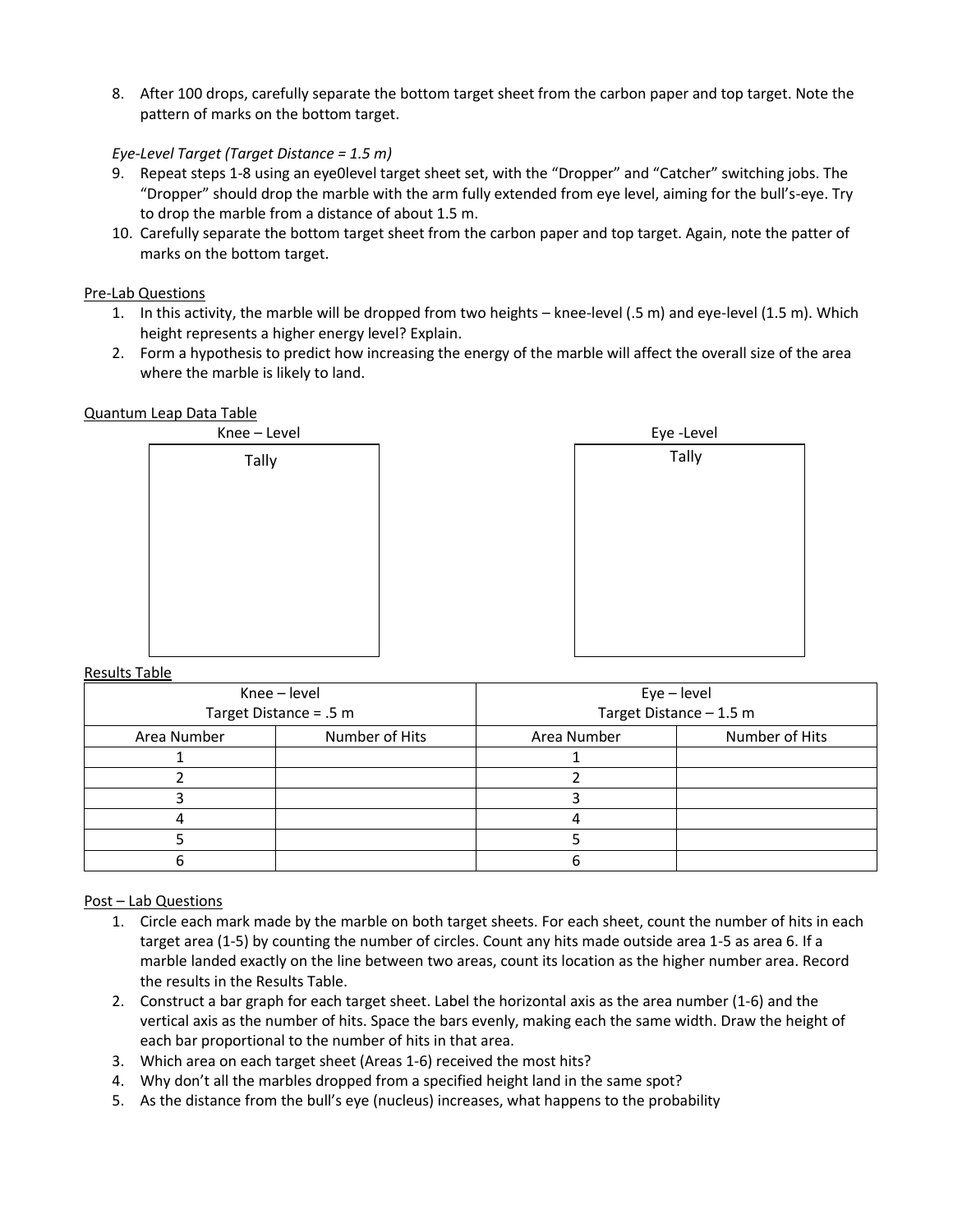8. After 100 drops, carefully separate the bottom target sheet from the carbon paper and top target. Note the pattern of marks on the bottom target.

*Eye-Level Target (Target Distance = 1.5 m)*

9. Repeat steps 1-8 using an eye0level target sheet set, with the "Dropper" and "Catcher" switching jobs. The "Dropper" should drop the marble with the arm fully extended from eye level, aiming for the bull's-eye. Try to drop the marble from a distance of about 1.5 m.
10. Carefully separate the bottom target sheet from the carbon paper and top target. Again, note the patter of marks on the bottom target.

Pre-Lab Questions

1. In this activity, the marble will be dropped from two heights – knee-level (.5 m) and eye-level (1.5 m). Which height represents a higher energy level? Explain.
2. Form a hypothesis to predict how increasing the energy of the marble will affect the overall size of the area where the marble is likely to land.

Quantum Leap Data Table

| Knee – Level | Eye -Level |
|---|---|
| Tally | Tally |
| | |

Results Table

| Knee – level Target Distance = .5 m | | Eye – level Target Distance – 1.5 m | |
|---|---|---|---|
| Area Number | Number of Hits | Area Number | Number of Hits |
| 1 | | 1 | |
| 2 | | 2 | |
| 3 | | 3 | |
| 4 | | 4 | |
| 5 | | 5 | |
| 6 | | 6 | |

Post – Lab Questions

1. Circle each mark made by the marble on both target sheets. For each sheet, count the number of hits in each target area (1-5) by counting the number of circles. Count any hits made outside area 1-5 as area 6. If a marble landed exactly on the line between two areas, count its location as the higher number area. Record the results in the Results Table.
2. Construct a bar graph for each target sheet. Label the horizontal axis as the area number (1-6) and the vertical axis as the number of hits. Space the bars evenly, making each the same width. Draw the height of each bar proportional to the number of hits in that area.
3. Which area on each target sheet (Areas 1-6) received the most hits?
4. Why don't all the marbles dropped from a specified height land in the same spot?
5. As the distance from the bull's eye (nucleus) increases, what happens to the probability